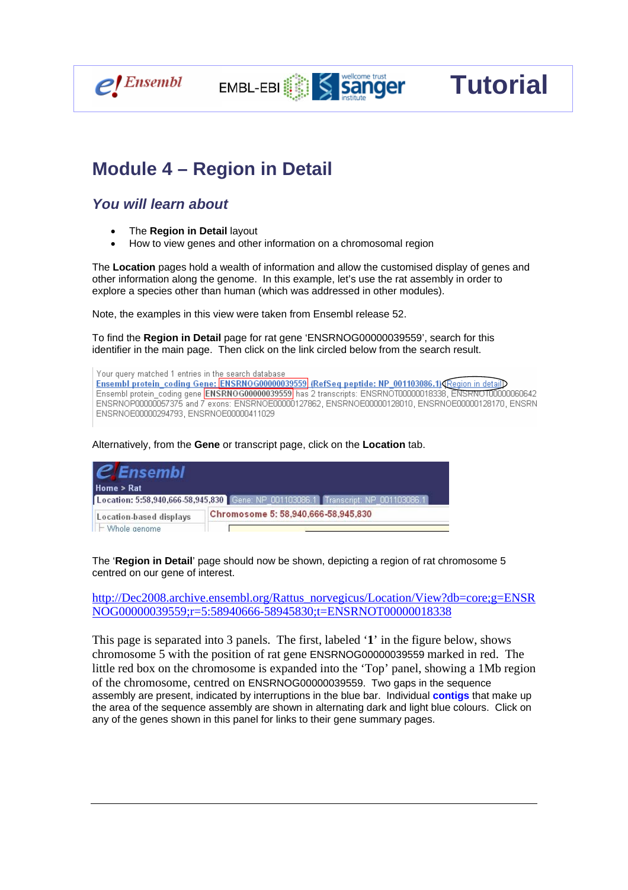# Module 4 – Region in Detail

## *You will learn about*

- The **Region in Detail** layout
- How to view genes and other information on a chromosomal region

The **Location** pages hold a wealth of information and allow the customised display of genes and other information along the genome. In this example, let's use the rat assembly in order to explore a species other than human (which was addressed in other modules).

Note, the examples in this view were taken from Ensembl release 52.

To find the **Region in Detail** page for rat gene 'ENSRNOG00000039559', search for this identifier in the main page. Then click on the link circled below from the search result.

Your query matched 1 entries in the search database
Ensembl protein_coding Gene: ENSRNOG00000039559 (RefSeq peptide: NP_001103086.1) Region in detail
Ensembl protein_coding gene ENSRNOG00000039559 has 2 transcripts: ENSRNOT00000018338, ENSRNOT00000060642 ENSRNOP00000057375 and 7 exons: ENSRNOE00000127862, ENSRNOE00000128010, ENSRNOE00000128170, ENSRN ENSRNOE00000294793, ENSRNOE00000411029

Alternatively, from the **Gene** or transcript page, click on the **Location** tab.

Ensembl
Home > Rat
Location: 5:58,940,666-58,945,830 | Gene: NP_001103086.1 | Transcript: NP_001103086.1
Location-based displays
Whole genome
Chromosome 5: 58,940,666-58,945,830

The '**Region in Detail**' page should now be shown, depicting a region of rat chromosome 5 centred on our gene of interest.

http://Dec2008.archive.ensembl.org/Rattus_norvegicus/Location/View?db=core;g=ENSRNOG00000039559;r=5:58940666-58945830;t=ENSRNOT00000018338

This page is separated into 3 panels. The first, labeled '**1**' in the figure below, shows chromosome 5 with the position of rat gene ENSRNOG00000039559 marked in red. The little red box on the chromosome is expanded into the 'Top' panel, showing a 1Mb region of the chromosome, centred on ENSRNOG00000039559. Two gaps in the sequence assembly are present, indicated by interruptions in the blue bar. Individual **contigs** that make up the area of the sequence assembly are shown in alternating dark and light blue colours. Click on any of the genes shown in this panel for links to their gene summary pages.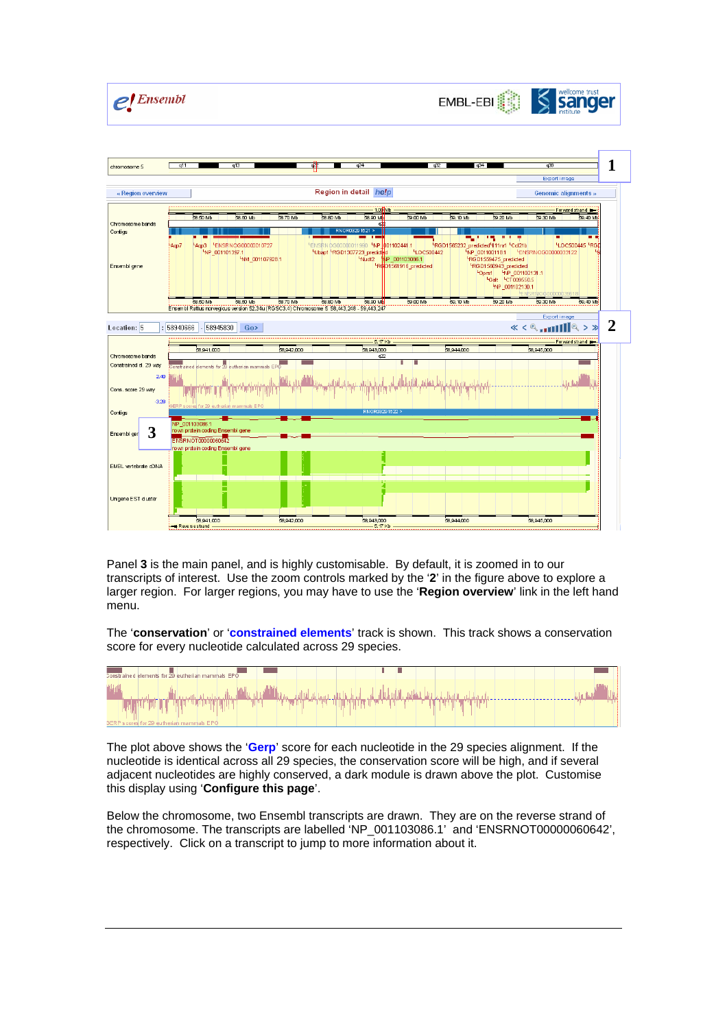Panel **3** is the main panel, and is highly customisable. By default, it is zoomed in to our transcripts of interest. Use the zoom controls marked by the '**2**' in the figure above to explore a larger region. For larger regions, you may have to use the '**Region overview**' link in the left hand menu.

The '**conservation**' or '**constrained elements**' track is shown. This track shows a conservation score for every nucleotide calculated across 29 species.

The plot above shows the '**Gerp**' score for each nucleotide in the 29 species alignment. If the nucleotide is identical across all 29 species, the conservation score will be high, and if several adjacent nucleotides are highly conserved, a dark module is drawn above the plot. Customise this display using '**Configure this page**'.

Below the chromosome, two Ensembl transcripts are drawn. They are on the reverse strand of the chromosome. The transcripts are labelled 'NP_001103086.1' and 'ENSRNOT00000060642', respectively. Click on a transcript to jump to more information about it.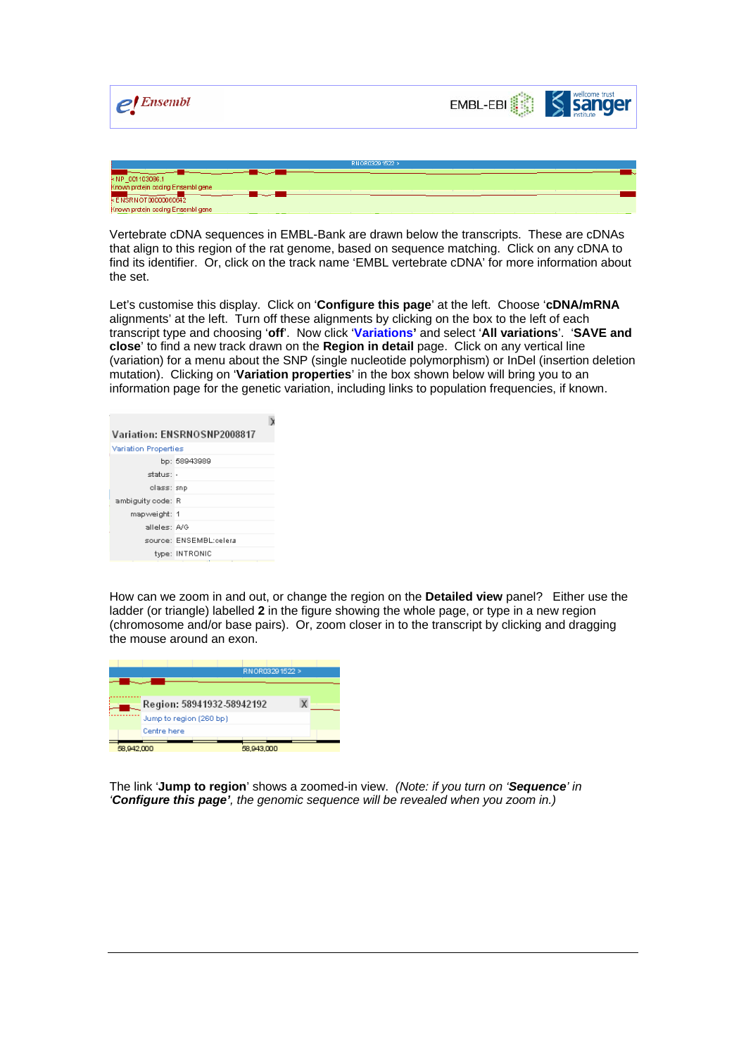Vertebrate cDNA sequences in EMBL-Bank are drawn below the transcripts. These are cDNAs that align to this region of the rat genome, based on sequence matching. Click on any cDNA to find its identifier. Or, click on the track name 'EMBL vertebrate cDNA' for more information about the set.

Let's customise this display. Click on '**Configure this page**' at the left. Choose '**cDNA/mRNA** alignments' at the left. Turn off these alignments by clicking on the box to the left of each transcript type and choosing '**off**'. Now click '**Variations'** and select '**All variations**'. '**SAVE and close**' to find a new track drawn on the **Region in detail** page. Click on any vertical line (variation) for a menu about the SNP (single nucleotide polymorphism) or InDel (insertion deletion mutation). Clicking on '**Variation properties**' in the box shown below will bring you to an information page for the genetic variation, including links to population frequencies, if known.

How can we zoom in and out, or change the region on the **Detailed view** panel? Either use the ladder (or triangle) labelled **2** in the figure showing the whole page, or type in a new region (chromosome and/or base pairs). Or, zoom closer in to the transcript by clicking and dragging the mouse around an exon.

The link '**Jump to region**' shows a zoomed-in view. *(Note: if you turn on '**Sequence**' in '**Configure this page'**, the genomic sequence will be revealed when you zoom in.)*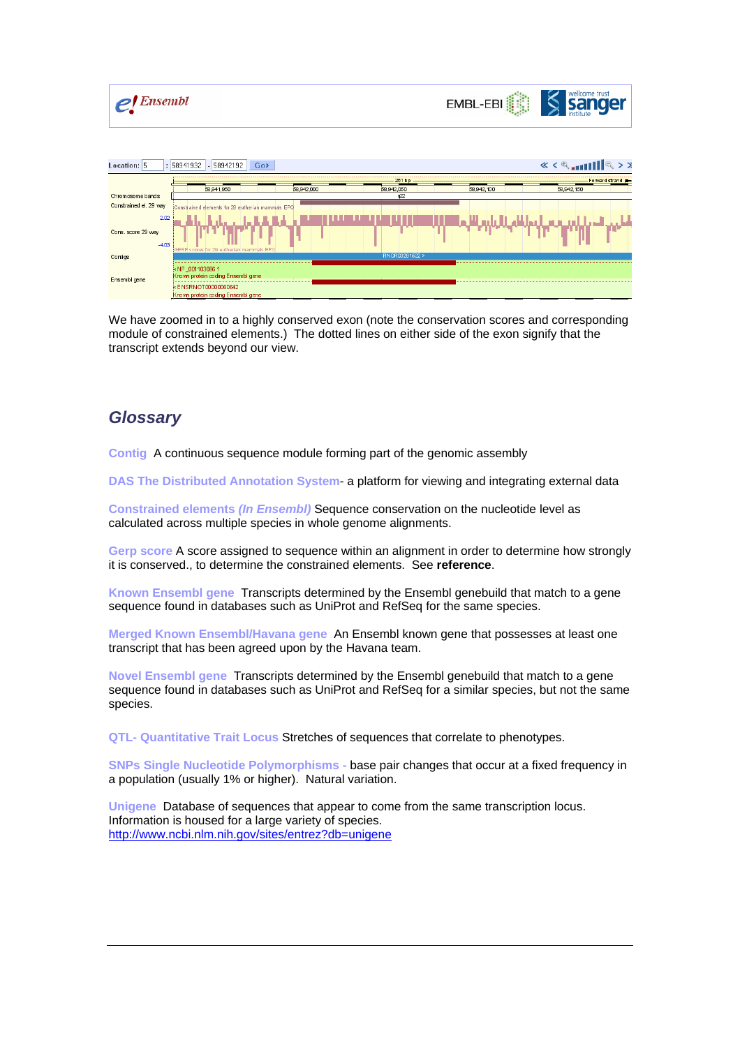We have zoomed in to a highly conserved exon (note the conservation scores and corresponding module of constrained elements.) The dotted lines on either side of the exon signify that the transcript extends beyond our view.

## Glossary

**Contig** A continuous sequence module forming part of the genomic assembly

**DAS The Distributed Annotation System**- a platform for viewing and integrating external data

**Constrained elements *(In Ensembl)*** Sequence conservation on the nucleotide level as calculated across multiple species in whole genome alignments.

**Gerp score** A score assigned to sequence within an alignment in order to determine how strongly it is conserved., to determine the constrained elements. See **reference**.

**Known Ensembl gene** Transcripts determined by the Ensembl genebuild that match to a gene sequence found in databases such as UniProt and RefSeq for the same species.

**Merged Known Ensembl/Havana gene** An Ensembl known gene that possesses at least one transcript that has been agreed upon by the Havana team.

**Novel Ensembl gene** Transcripts determined by the Ensembl genebuild that match to a gene sequence found in databases such as UniProt and RefSeq for a similar species, but not the same species.

**QTL- Quantitative Trait Locus** Stretches of sequences that correlate to phenotypes.

**SNPs Single Nucleotide Polymorphisms -** base pair changes that occur at a fixed frequency in a population (usually 1% or higher). Natural variation.

**Unigene** Database of sequences that appear to come from the same transcription locus. Information is housed for a large variety of species.
http://www.ncbi.nlm.nih.gov/sites/entrez?db=unigene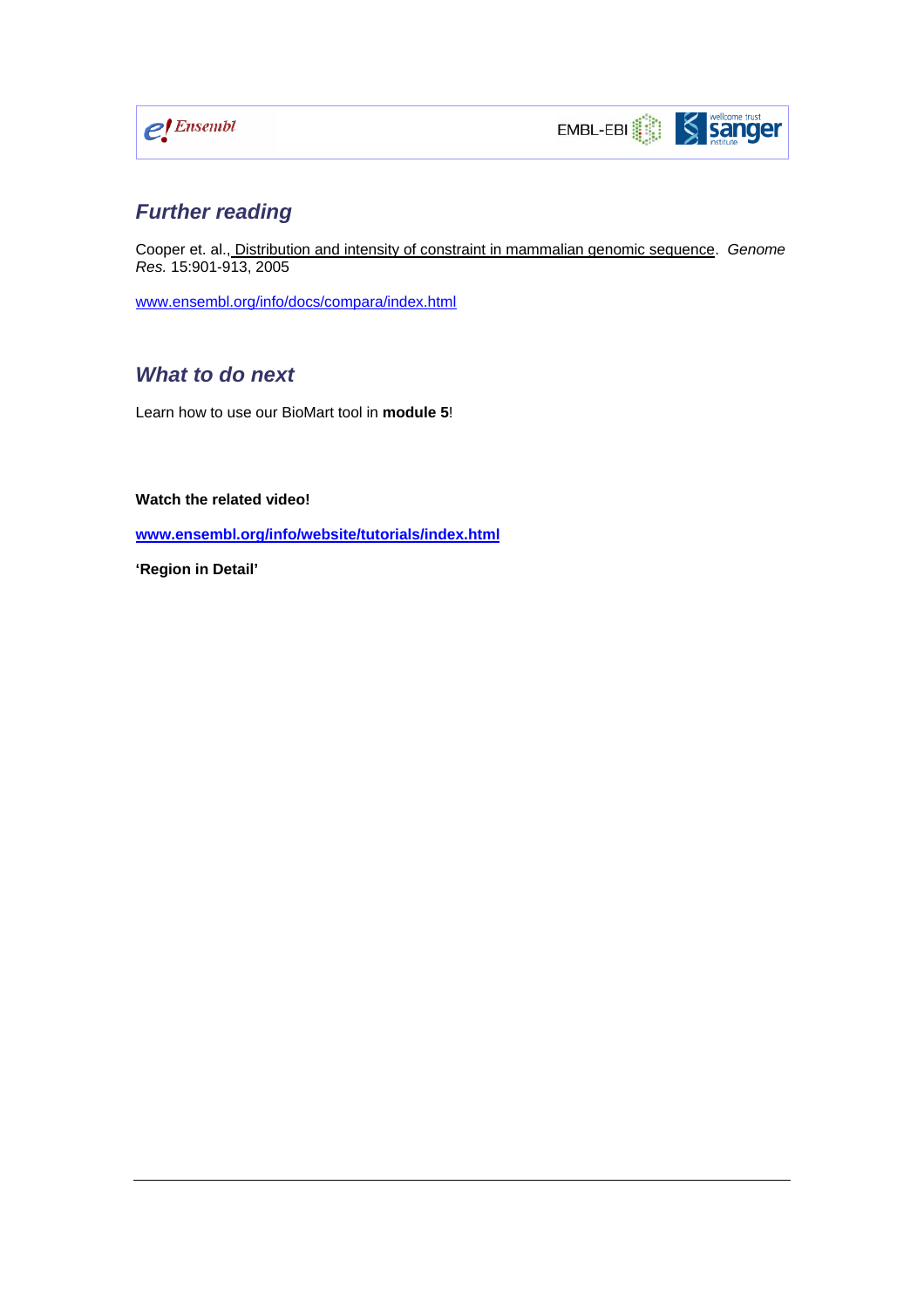## *Further reading*

Cooper et. al., Distribution and intensity of constraint in mammalian genomic sequence. *Genome Res.* 15:901-913, 2005

www.ensembl.org/info/docs/compara/index.html

## *What to do next*

Learn how to use our BioMart tool in **module 5**!

**Watch the related video!**

**www.ensembl.org/info/website/tutorials/index.html**

**'Region in Detail'**